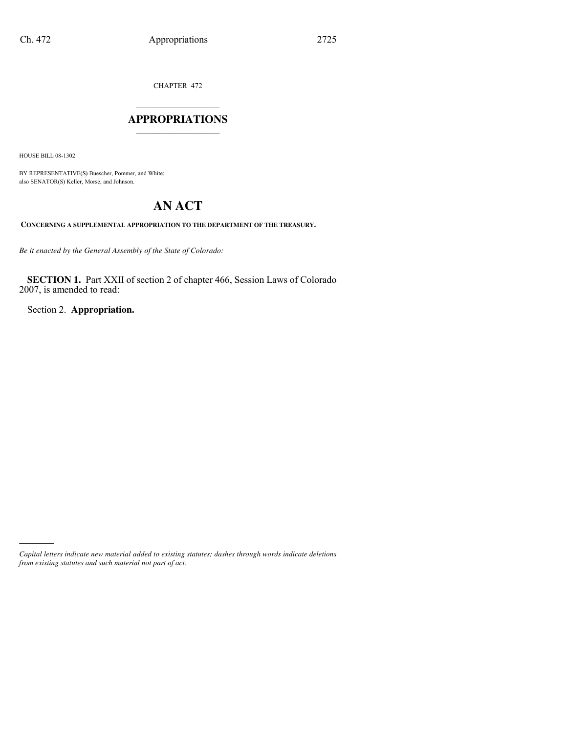CHAPTER 472

# APPROPRIATIONS

HOUSE BILL 08-1302

BY REPRESENTATIVE(S) Buescher, Pommer, and White;
also SENATOR(S) Keller, Morse, and Johnson.

# AN ACT

**CONCERNING A SUPPLEMENTAL APPROPRIATION TO THE DEPARTMENT OF THE TREASURY.**

*Be it enacted by the General Assembly of the State of Colorado:*

**SECTION 1.** Part XXII of section 2 of chapter 466, Session Laws of Colorado 2007, is amended to read:

Section 2. **Appropriation.**

*Capital letters indicate new material added to existing statutes; dashes through words indicate deletions from existing statutes and such material not part of act.*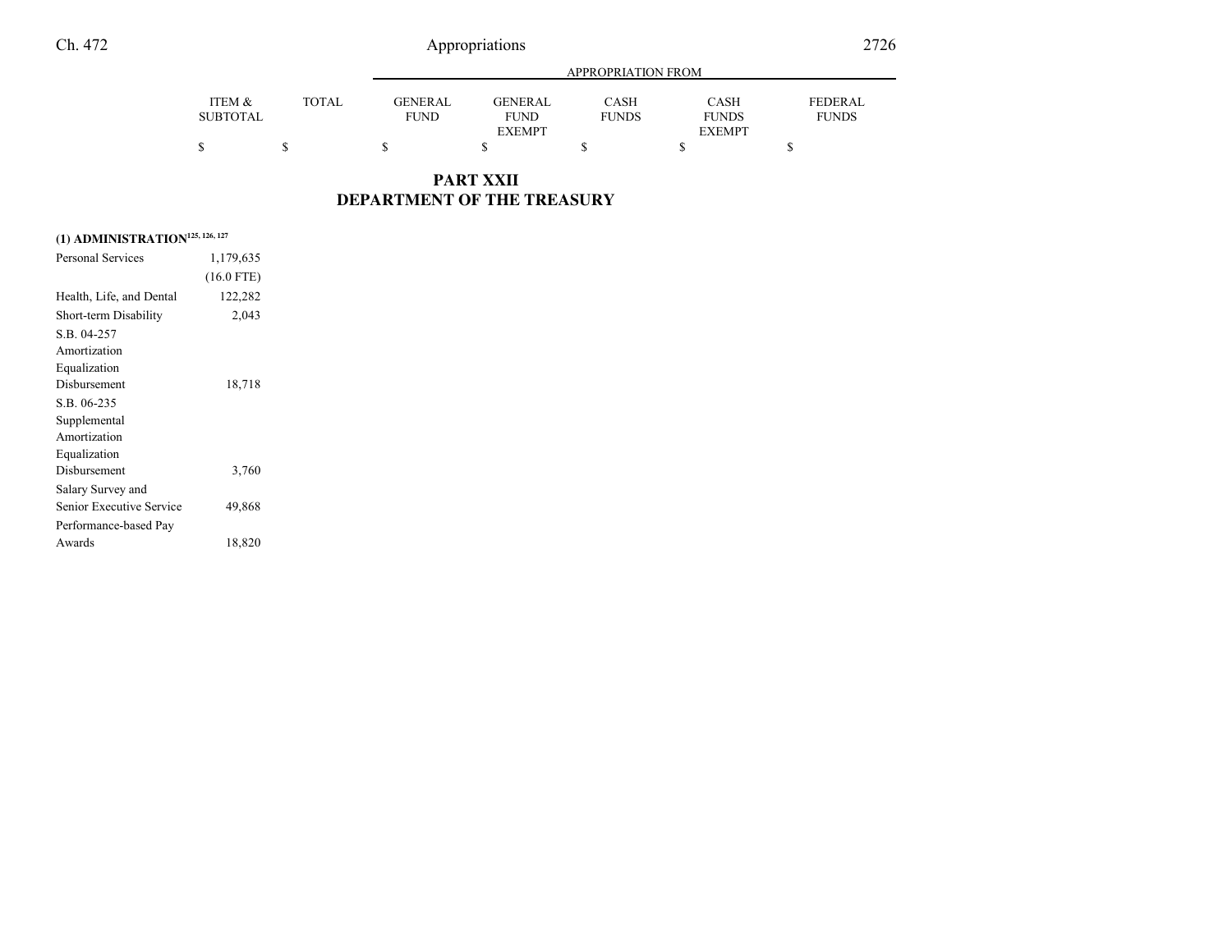| | ITEM & SUBTOTAL | TOTAL | APPROPRIATION FROM GENERAL FUND | GENERAL FUND EXEMPT | CASH FUNDS | CASH FUNDS EXEMPT | FEDERAL FUNDS |
|---|---|---|---|---|---|---|---|
| | $ | $ | $ | $ | $ | $ | $ |

## PART XXII
## DEPARTMENT OF THE TREASURY

**(1) ADMINISTRATION**[125, 126, 127]

| | ITEM & SUBTOTAL | TOTAL | GENERAL FUND | GENERAL FUND EXEMPT | CASH FUNDS | CASH FUNDS EXEMPT | FEDERAL FUNDS |
|---|---|---|---|---|---|---|---|
| Personal Services | 1,179,635 | | | | | | |
| | (16.0 FTE) | | | | | | |
| Health, Life, and Dental | 122,282 | | | | | | |
| Short-term Disability | 2,043 | | | | | | |
| S.B. 04-257 Amortization Equalization Disbursement | 18,718 | | | | | | |
| S.B. 06-235 Supplemental Amortization Equalization Disbursement | 3,760 | | | | | | |
| Salary Survey and Senior Executive Service | 49,868 | | | | | | |
| Performance-based Pay Awards | 18,820 | | | | | | |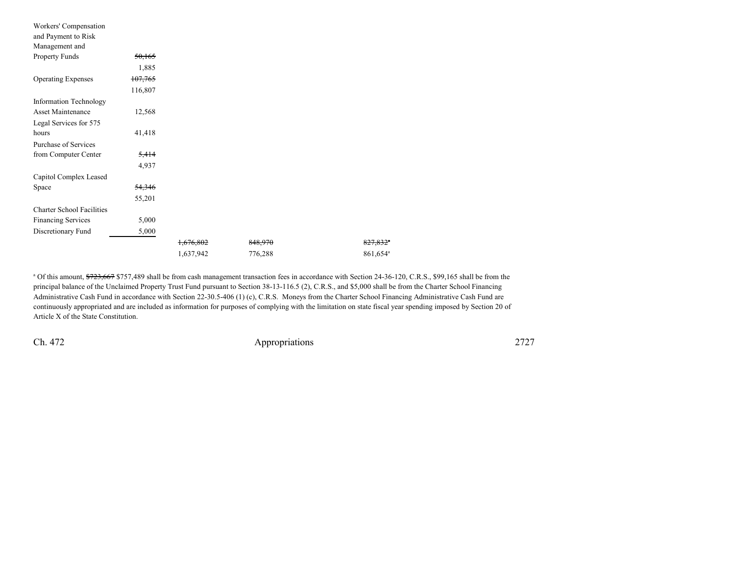| | | | | | |
|---|---|---|---|---|---|
| Workers' Compensation and Payment to Risk Management and Property Funds | ~~50,165~~ 1,885 | | | | |
| Operating Expenses | ~~107,765~~ 116,807 | | | | |
| Information Technology Asset Maintenance | 12,568 | | | | |
| Legal Services for 575 hours | 41,418 | | | | |
| Purchase of Services from Computer Center | ~~5,414~~ 4,937 | | | | |
| Capitol Complex Leased Space | ~~54,346~~ 55,201 | | | | |
| Charter School Facilities Financing Services | 5,000 | | | | |
| Discretionary Fund | 5,000 | | | | |
| | | ~~1,676,802~~ 1,637,942 | ~~848,970~~ 776,288 | | ~~827,832~~[a] 861,654[a] |

[a] Of this amount, ~~$723,667~~ $757,489 shall be from cash management transaction fees in accordance with Section 24-36-120, C.R.S., $99,165 shall be from the principal balance of the Unclaimed Property Trust Fund pursuant to Section 38-13-116.5 (2), C.R.S., and $5,000 shall be from the Charter School Financing Administrative Cash Fund in accordance with Section 22-30.5-406 (1) (c), C.R.S. Moneys from the Charter School Financing Administrative Cash Fund are continuously appropriated and are included as information for purposes of complying with the limitation on state fiscal year spending imposed by Section 20 of Article X of the State Constitution.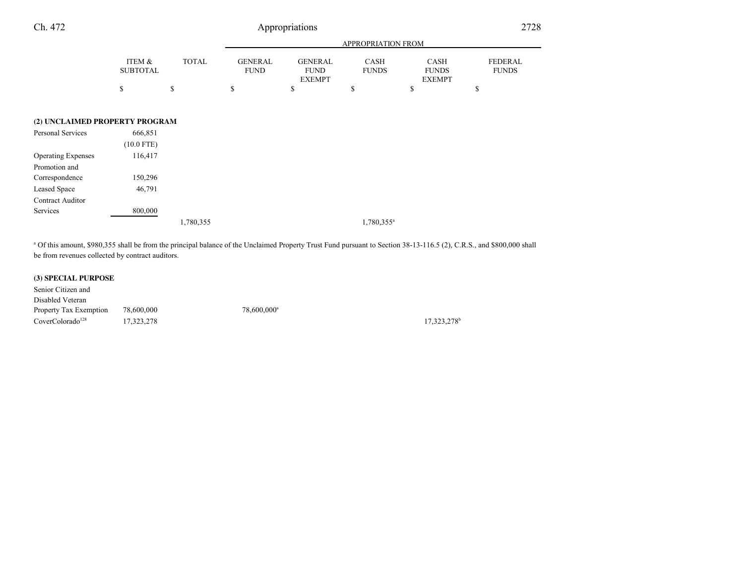| | ITEM & SUBTOTAL | TOTAL | APPROPRIATION FROM | | | | |
|---|---|---|---|---|---|---|---|
| | | | GENERAL FUND | GENERAL FUND EXEMPT | CASH FUNDS | CASH FUNDS EXEMPT | FEDERAL FUNDS |
| | $ | $ | $ | $ | $ | $ | $ |
| **(2) UNCLAIMED PROPERTY PROGRAM** | | | | | | | |
| Personal Services | 666,851 | | | | | | |
| | (10.0 FTE) | | | | | | |
| Operating Expenses | 116,417 | | | | | | |
| Promotion and Correspondence | 150,296 | | | | | | |
| Leased Space | 46,791 | | | | | | |
| Contract Auditor Services | 800,000 | | | | | | |
| | | 1,780,355 | | | 1,780,355[a] | | |

[a] Of this amount, $980,355 shall be from the principal balance of the Unclaimed Property Trust Fund pursuant to Section 38-13-116.5 (2), C.R.S., and $800,000 shall be from revenues collected by contract auditors.

| | ITEM & SUBTOTAL | TOTAL | GENERAL FUND | GENERAL FUND EXEMPT | CASH FUNDS | CASH FUNDS EXEMPT | FEDERAL FUNDS |
|---|---|---|---|---|---|---|---|
| **(3) SPECIAL PURPOSE** | | | | | | | |
| Senior Citizen and Disabled Veteran Property Tax Exemption | 78,600,000 | | 78,600,000[a] | | | | |
| CoverColorado[128] | 17,323,278 | | | | | 17,323,278[b] | |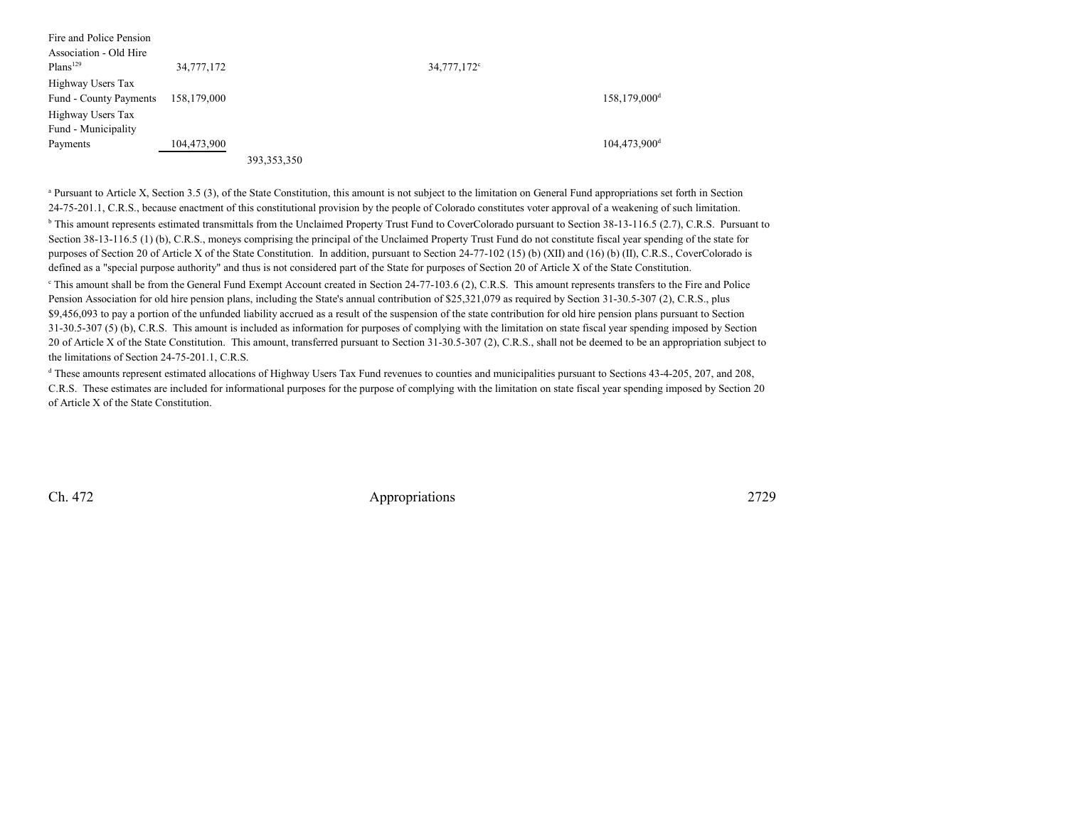| | | | | |
|---|---|---|---|---|
| Fire and Police Pension Association - Old Hire Plans[129] | 34,777,172 | | 34,777,172[c] | |
| Highway Users Tax Fund - County Payments | 158,179,000 | | | 158,179,000[d] |
| Highway Users Tax Fund - Municipality Payments | 104,473,900 | | | 104,473,900[d] |
| | | 393,353,350 | | |

[a] Pursuant to Article X, Section 3.5 (3), of the State Constitution, this amount is not subject to the limitation on General Fund appropriations set forth in Section 24-75-201.1, C.R.S., because enactment of this constitutional provision by the people of Colorado constitutes voter approval of a weakening of such limitation.

[b] This amount represents estimated transmittals from the Unclaimed Property Trust Fund to CoverColorado pursuant to Section 38-13-116.5 (2.7), C.R.S. Pursuant to Section 38-13-116.5 (1) (b), C.R.S., moneys comprising the principal of the Unclaimed Property Trust Fund do not constitute fiscal year spending of the state for purposes of Section 20 of Article X of the State Constitution. In addition, pursuant to Section 24-77-102 (15) (b) (XII) and (16) (b) (II), C.R.S., CoverColorado is defined as a "special purpose authority" and thus is not considered part of the State for purposes of Section 20 of Article X of the State Constitution.

[c] This amount shall be from the General Fund Exempt Account created in Section 24-77-103.6 (2), C.R.S. This amount represents transfers to the Fire and Police Pension Association for old hire pension plans, including the State's annual contribution of $25,321,079 as required by Section 31-30.5-307 (2), C.R.S., plus $9,456,093 to pay a portion of the unfunded liability accrued as a result of the suspension of the state contribution for old hire pension plans pursuant to Section 31-30.5-307 (5) (b), C.R.S. This amount is included as information for purposes of complying with the limitation on state fiscal year spending imposed by Section 20 of Article X of the State Constitution. This amount, transferred pursuant to Section 31-30.5-307 (2), C.R.S., shall not be deemed to be an appropriation subject to the limitations of Section 24-75-201.1, C.R.S.

[d] These amounts represent estimated allocations of Highway Users Tax Fund revenues to counties and municipalities pursuant to Sections 43-4-205, 207, and 208, C.R.S. These estimates are included for informational purposes for the purpose of complying with the limitation on state fiscal year spending imposed by Section 20 of Article X of the State Constitution.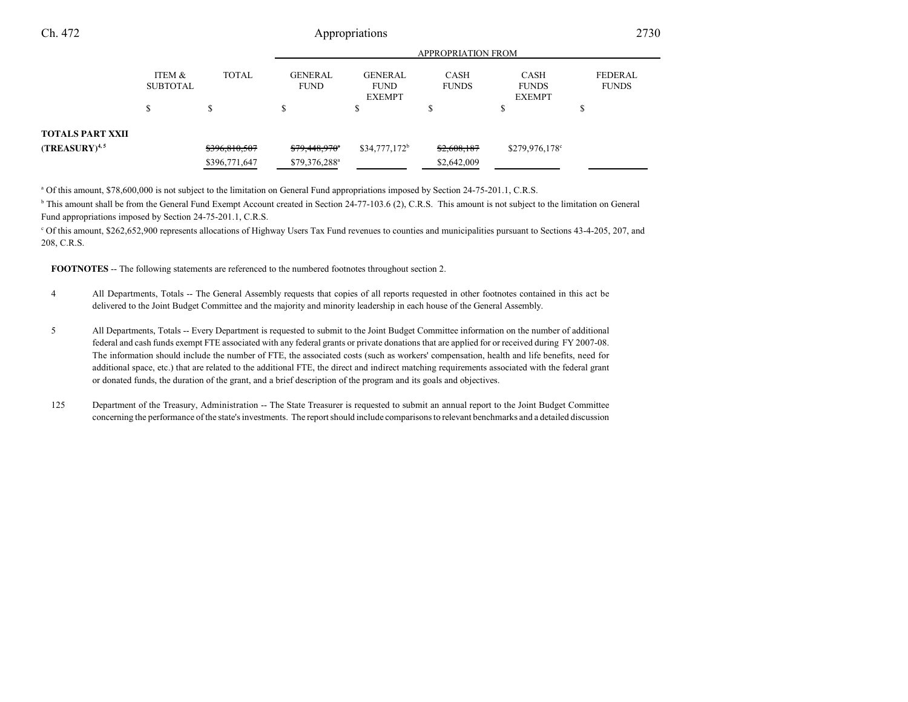| | ITEM & SUBTOTAL | TOTAL | APPROPRIATION FROM | | | | |
|---|---|---|---|---|---|---|---|
| | | | GENERAL FUND | GENERAL FUND EXEMPT | CASH FUNDS | CASH FUNDS EXEMPT | FEDERAL FUNDS |
| | $ | $ | $ | $ | $ | $ | $ |
| **TOTALS PART XXII (TREASURY)**[4, 5] | | ~~$396,810,507~~ | ~~$79,448,970~~[a] | $34,777,172[b] | ~~$2,608,187~~ | $279,976,178[c] | |
| | | $396,771,647 | $79,376,288[a] | | $2,642,009 | | |

[a] Of this amount, $78,600,000 is not subject to the limitation on General Fund appropriations imposed by Section 24-75-201.1, C.R.S.

[b] This amount shall be from the General Fund Exempt Account created in Section 24-77-103.6 (2), C.R.S. This amount is not subject to the limitation on General Fund appropriations imposed by Section 24-75-201.1, C.R.S.

[c] Of this amount, $262,652,900 represents allocations of Highway Users Tax Fund revenues to counties and municipalities pursuant to Sections 43-4-205, 207, and 208, C.R.S.

**FOOTNOTES** -- The following statements are referenced to the numbered footnotes throughout section 2.

4 All Departments, Totals -- The General Assembly requests that copies of all reports requested in other footnotes contained in this act be delivered to the Joint Budget Committee and the majority and minority leadership in each house of the General Assembly.

5 All Departments, Totals -- Every Department is requested to submit to the Joint Budget Committee information on the number of additional federal and cash funds exempt FTE associated with any federal grants or private donations that are applied for or received during FY 2007-08. The information should include the number of FTE, the associated costs (such as workers' compensation, health and life benefits, need for additional space, etc.) that are related to the additional FTE, the direct and indirect matching requirements associated with the federal grant or donated funds, the duration of the grant, and a brief description of the program and its goals and objectives.

125 Department of the Treasury, Administration -- The State Treasurer is requested to submit an annual report to the Joint Budget Committee concerning the performance of the state's investments. The report should include comparisons to relevant benchmarks and a detailed discussion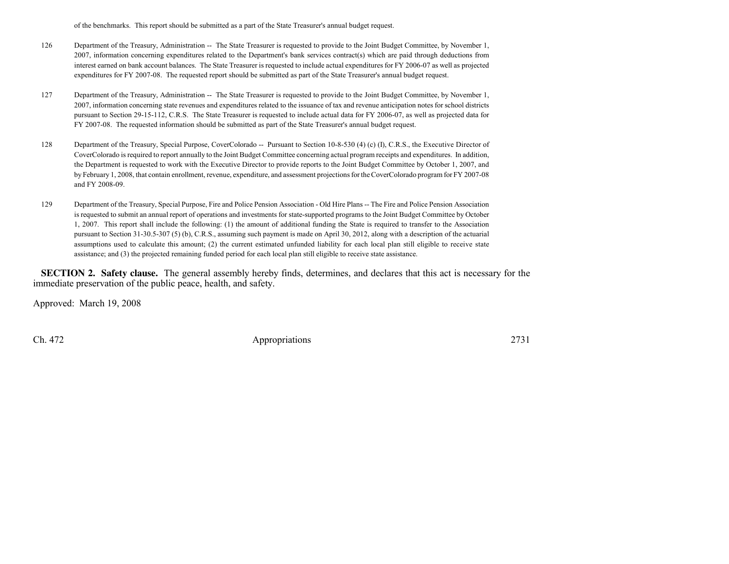of the benchmarks. This report should be submitted as a part of the State Treasurer's annual budget request.

126 Department of the Treasury, Administration -- The State Treasurer is requested to provide to the Joint Budget Committee, by November 1, 2007, information concerning expenditures related to the Department's bank services contract(s) which are paid through deductions from interest earned on bank account balances. The State Treasurer is requested to include actual expenditures for FY 2006-07 as well as projected expenditures for FY 2007-08. The requested report should be submitted as part of the State Treasurer's annual budget request.

127 Department of the Treasury, Administration -- The State Treasurer is requested to provide to the Joint Budget Committee, by November 1, 2007, information concerning state revenues and expenditures related to the issuance of tax and revenue anticipation notes for school districts pursuant to Section 29-15-112, C.R.S. The State Treasurer is requested to include actual data for FY 2006-07, as well as projected data for FY 2007-08. The requested information should be submitted as part of the State Treasurer's annual budget request.

128 Department of the Treasury, Special Purpose, CoverColorado -- Pursuant to Section 10-8-530 (4) (c) (I), C.R.S., the Executive Director of CoverColorado is required to report annually to the Joint Budget Committee concerning actual program receipts and expenditures. In addition, the Department is requested to work with the Executive Director to provide reports to the Joint Budget Committee by October 1, 2007, and by February 1, 2008, that contain enrollment, revenue, expenditure, and assessment projections for the CoverColorado program for FY 2007-08 and FY 2008-09.

129 Department of the Treasury, Special Purpose, Fire and Police Pension Association - Old Hire Plans -- The Fire and Police Pension Association is requested to submit an annual report of operations and investments for state-supported programs to the Joint Budget Committee by October 1, 2007. This report shall include the following: (1) the amount of additional funding the State is required to transfer to the Association pursuant to Section 31-30.5-307 (5) (b), C.R.S., assuming such payment is made on April 30, 2012, along with a description of the actuarial assumptions used to calculate this amount; (2) the current estimated unfunded liability for each local plan still eligible to receive state assistance; and (3) the projected remaining funded period for each local plan still eligible to receive state assistance.

**SECTION 2. Safety clause.** The general assembly hereby finds, determines, and declares that this act is necessary for the immediate preservation of the public peace, health, and safety.

Approved: March 19, 2008